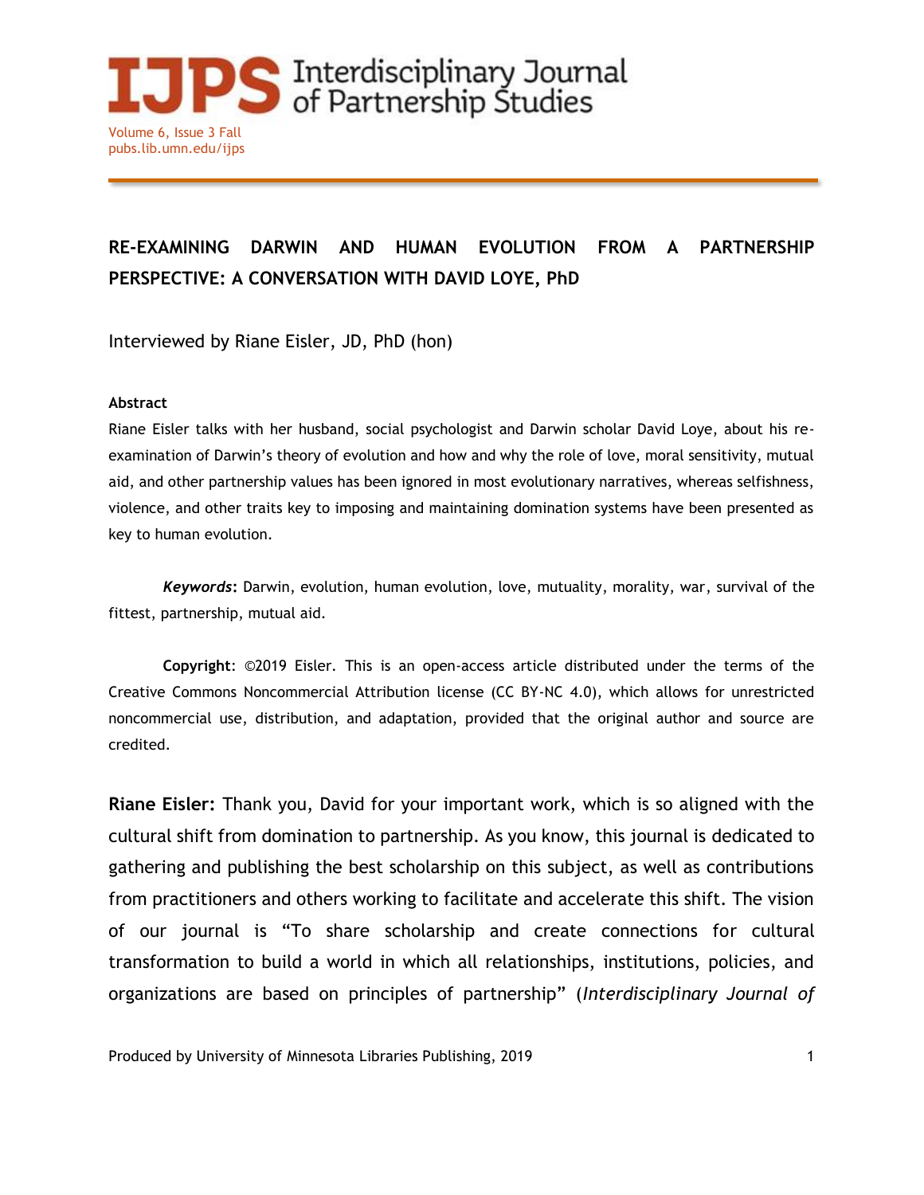# RE-EXAMINING DARWIN AND HUMAN EVOLUTION FROM A PARTNERSHIP PERSPECTIVE: A CONVERSATION WITH DAVID LOYE, PhD

Interviewed by Riane Eisler, JD, PhD (hon)

**Abstract**

Riane Eisler talks with her husband, social psychologist and Darwin scholar David Loye, about his re-examination of Darwin's theory of evolution and how and why the role of love, moral sensitivity, mutual aid, and other partnership values has been ignored in most evolutionary narratives, whereas selfishness, violence, and other traits key to imposing and maintaining domination systems have been presented as key to human evolution.

***Keywords*:** Darwin, evolution, human evolution, love, mutuality, morality, war, survival of the fittest, partnership, mutual aid.

**Copyright**: ©2019 Eisler. This is an open-access article distributed under the terms of the Creative Commons Noncommercial Attribution license (CC BY-NC 4.0), which allows for unrestricted noncommercial use, distribution, and adaptation, provided that the original author and source are credited.

**Riane Eisler:** Thank you, David for your important work, which is so aligned with the cultural shift from domination to partnership. As you know, this journal is dedicated to gathering and publishing the best scholarship on this subject, as well as contributions from practitioners and others working to facilitate and accelerate this shift. The vision of our journal is "To share scholarship and create connections for cultural transformation to build a world in which all relationships, institutions, policies, and organizations are based on principles of partnership" (*Interdisciplinary Journal of*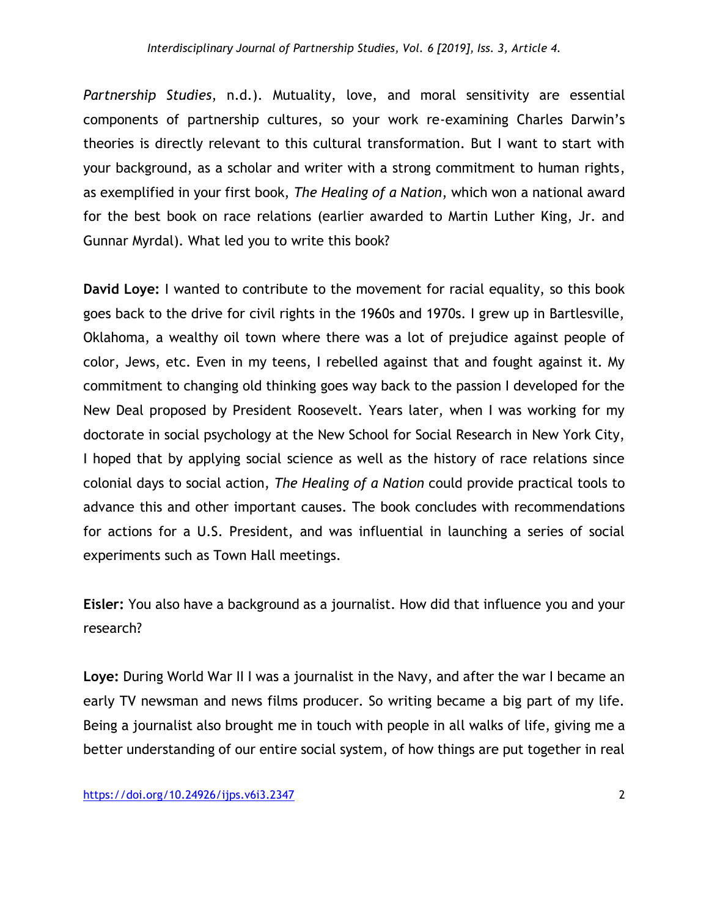*Partnership Studies*, n.d.). Mutuality, love, and moral sensitivity are essential components of partnership cultures, so your work re-examining Charles Darwin's theories is directly relevant to this cultural transformation. But I want to start with your background, as a scholar and writer with a strong commitment to human rights, as exemplified in your first book, *The Healing of a Nation*, which won a national award for the best book on race relations (earlier awarded to Martin Luther King, Jr. and Gunnar Myrdal). What led you to write this book?

**David Loye:** I wanted to contribute to the movement for racial equality, so this book goes back to the drive for civil rights in the 1960s and 1970s. I grew up in Bartlesville, Oklahoma, a wealthy oil town where there was a lot of prejudice against people of color, Jews, etc. Even in my teens, I rebelled against that and fought against it. My commitment to changing old thinking goes way back to the passion I developed for the New Deal proposed by President Roosevelt. Years later, when I was working for my doctorate in social psychology at the New School for Social Research in New York City, I hoped that by applying social science as well as the history of race relations since colonial days to social action, *The Healing of a Nation* could provide practical tools to advance this and other important causes. The book concludes with recommendations for actions for a U.S. President, and was influential in launching a series of social experiments such as Town Hall meetings.

**Eisler:** You also have a background as a journalist. How did that influence you and your research?

**Loye:** During World War II I was a journalist in the Navy, and after the war I became an early TV newsman and news films producer. So writing became a big part of my life. Being a journalist also brought me in touch with people in all walks of life, giving me a better understanding of our entire social system, of how things are put together in real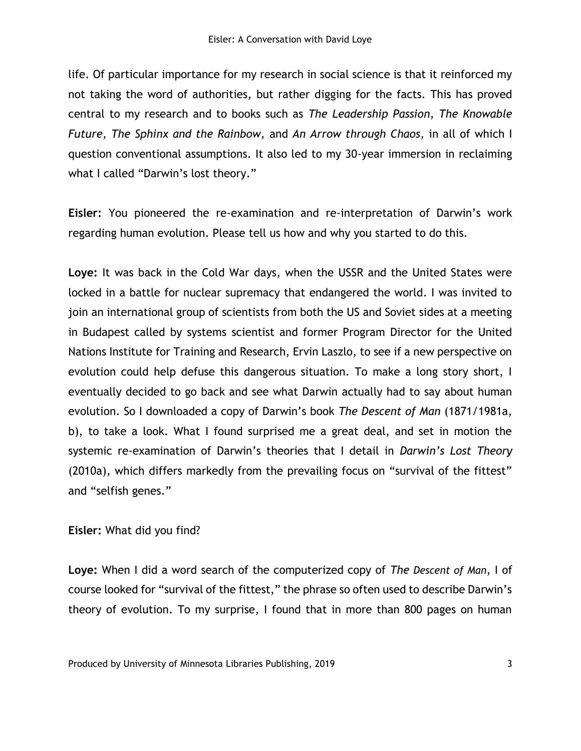life. Of particular importance for my research in social science is that it reinforced my not taking the word of authorities, but rather digging for the facts. This has proved central to my research and to books such as *The Leadership Passion, The Knowable Future, The Sphinx and the Rainbow,* and *An Arrow through Chaos*, in all of which I question conventional assumptions. It also led to my 30-year immersion in reclaiming what I called "Darwin's lost theory."

**Eisler:** You pioneered the re-examination and re-interpretation of Darwin's work regarding human evolution. Please tell us how and why you started to do this.

**Loye:** It was back in the Cold War days, when the USSR and the United States were locked in a battle for nuclear supremacy that endangered the world. I was invited to join an international group of scientists from both the US and Soviet sides at a meeting in Budapest called by systems scientist and former Program Director for the United Nations Institute for Training and Research, Ervin Laszlo, to see if a new perspective on evolution could help defuse this dangerous situation. To make a long story short, I eventually decided to go back and see what Darwin actually had to say about human evolution. So I downloaded a copy of Darwin's book *The Descent of Man* (1871/1981a, b), to take a look. What I found surprised me a great deal, and set in motion the systemic re-examination of Darwin's theories that I detail in *Darwin's Lost Theory* (2010a), which differs markedly from the prevailing focus on "survival of the fittest" and "selfish genes."

**Eisler:** What did you find?

**Loye:** When I did a word search of the computerized copy of *The Descent of Man*, I of course looked for "survival of the fittest," the phrase so often used to describe Darwin's theory of evolution. To my surprise, I found that in more than 800 pages on human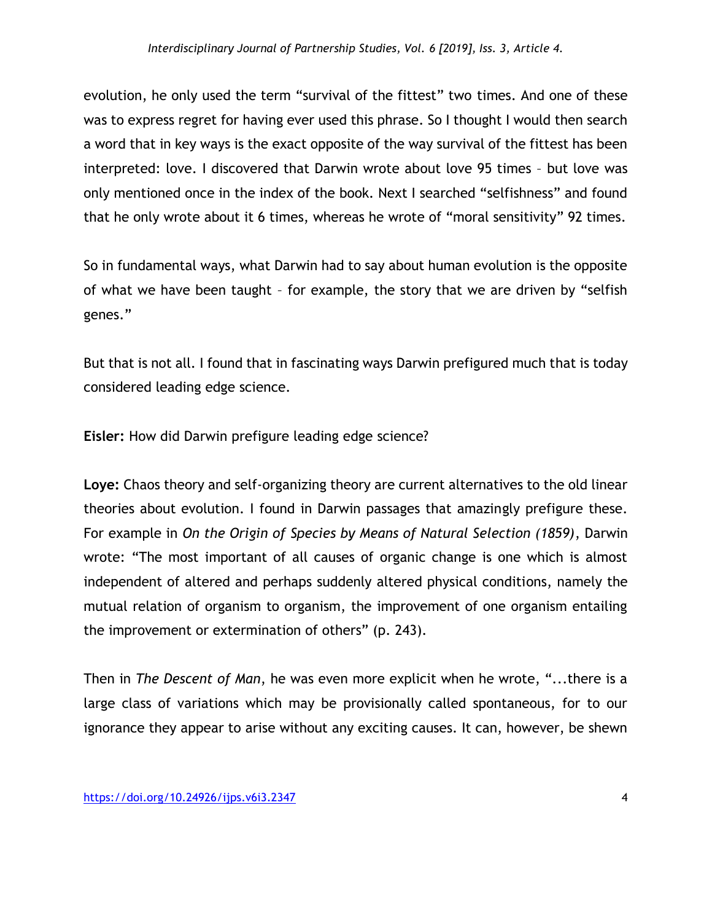evolution, he only used the term “survival of the fittest” two times. And one of these was to express regret for having ever used this phrase. So I thought I would then search a word that in key ways is the exact opposite of the way survival of the fittest has been interpreted: love. I discovered that Darwin wrote about love 95 times – but love was only mentioned once in the index of the book. Next I searched “selfishness” and found that he only wrote about it 6 times, whereas he wrote of “moral sensitivity” 92 times.

So in fundamental ways, what Darwin had to say about human evolution is the opposite of what we have been taught – for example, the story that we are driven by “selfish genes.”

But that is not all. I found that in fascinating ways Darwin prefigured much that is today considered leading edge science.

**Eisler:** How did Darwin prefigure leading edge science?

**Loye:** Chaos theory and self-organizing theory are current alternatives to the old linear theories about evolution. I found in Darwin passages that amazingly prefigure these. For example in *On the Origin of Species by Means of Natural Selection (1859)*, Darwin wrote: “The most important of all causes of organic change is one which is almost independent of altered and perhaps suddenly altered physical conditions, namely the mutual relation of organism to organism, the improvement of one organism entailing the improvement or extermination of others” (p. 243).

Then in *The Descent of Man*, he was even more explicit when he wrote, “...there is a large class of variations which may be provisionally called spontaneous, for to our ignorance they appear to arise without any exciting causes. It can, however, be shewn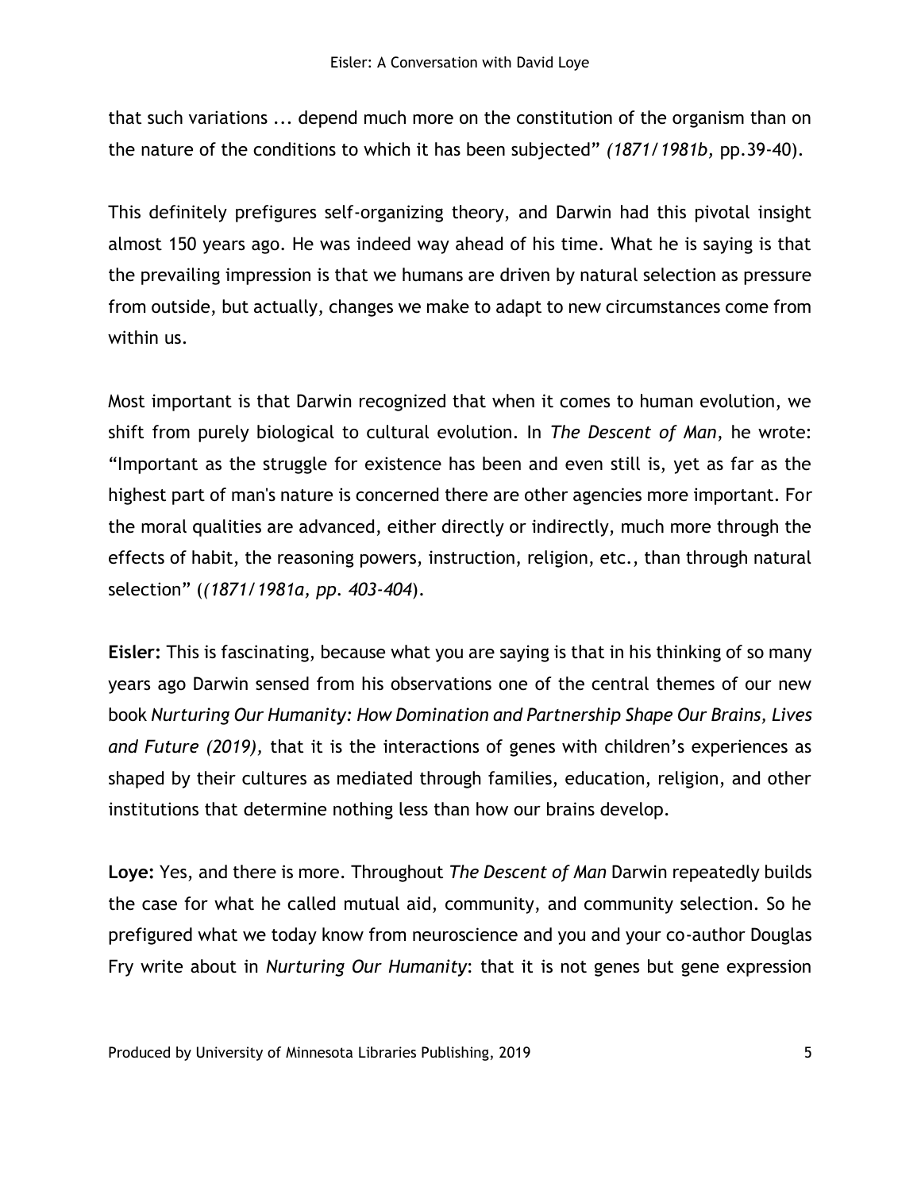that such variations ... depend much more on the constitution of the organism than on the nature of the conditions to which it has been subjected" *(1871/1981b,* pp.39-40).

This definitely prefigures self-organizing theory, and Darwin had this pivotal insight almost 150 years ago. He was indeed way ahead of his time. What he is saying is that the prevailing impression is that we humans are driven by natural selection as pressure from outside, but actually, changes we make to adapt to new circumstances come from within us.

Most important is that Darwin recognized that when it comes to human evolution, we shift from purely biological to cultural evolution. In *The Descent of Man*, he wrote: "Important as the struggle for existence has been and even still is, yet as far as the highest part of man's nature is concerned there are other agencies more important. For the moral qualities are advanced, either directly or indirectly, much more through the effects of habit, the reasoning powers, instruction, religion, etc., than through natural selection" (*(1871/1981a, pp. 403-404*).

**Eisler:** This is fascinating, because what you are saying is that in his thinking of so many years ago Darwin sensed from his observations one of the central themes of our new book *Nurturing Our Humanity: How Domination and Partnership Shape Our Brains, Lives and Future (2019),* that it is the interactions of genes with children's experiences as shaped by their cultures as mediated through families, education, religion, and other institutions that determine nothing less than how our brains develop.

**Loye:** Yes, and there is more. Throughout *The Descent of Man* Darwin repeatedly builds the case for what he called mutual aid, community, and community selection. So he prefigured what we today know from neuroscience and you and your co-author Douglas Fry write about in *Nurturing Our Humanity*: that it is not genes but gene expression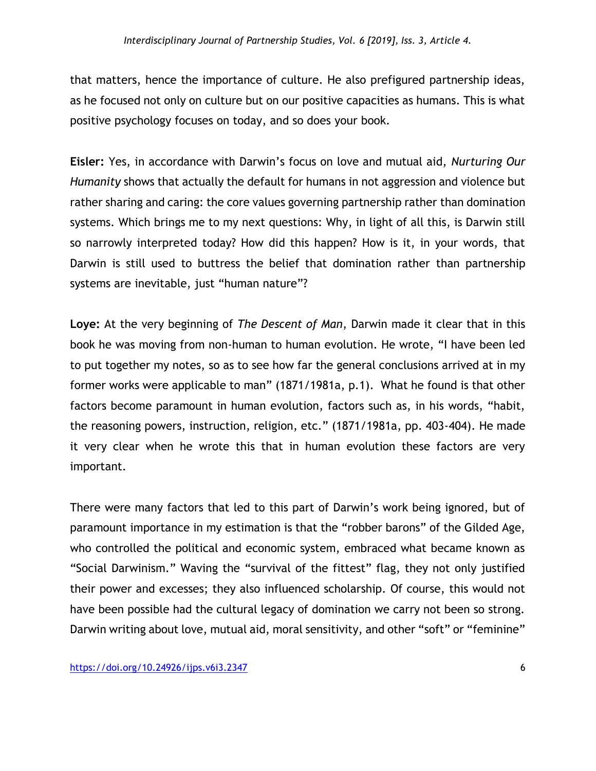that matters, hence the importance of culture. He also prefigured partnership ideas, as he focused not only on culture but on our positive capacities as humans. This is what positive psychology focuses on today, and so does your book.

**Eisler:** Yes, in accordance with Darwin's focus on love and mutual aid, *Nurturing Our Humanity* shows that actually the default for humans in not aggression and violence but rather sharing and caring: the core values governing partnership rather than domination systems. Which brings me to my next questions: Why, in light of all this, is Darwin still so narrowly interpreted today? How did this happen? How is it, in your words, that Darwin is still used to buttress the belief that domination rather than partnership systems are inevitable, just "human nature"?

**Loye:** At the very beginning of *The Descent of Man*, Darwin made it clear that in this book he was moving from non-human to human evolution. He wrote, "I have been led to put together my notes, so as to see how far the general conclusions arrived at in my former works were applicable to man" (1871/1981a, p.1). What he found is that other factors become paramount in human evolution, factors such as, in his words, "habit, the reasoning powers, instruction, religion, etc." (1871/1981a, pp. 403-404). He made it very clear when he wrote this that in human evolution these factors are very important.

There were many factors that led to this part of Darwin's work being ignored, but of paramount importance in my estimation is that the "robber barons" of the Gilded Age, who controlled the political and economic system, embraced what became known as "Social Darwinism." Waving the "survival of the fittest" flag, they not only justified their power and excesses; they also influenced scholarship. Of course, this would not have been possible had the cultural legacy of domination we carry not been so strong. Darwin writing about love, mutual aid, moral sensitivity, and other "soft" or "feminine"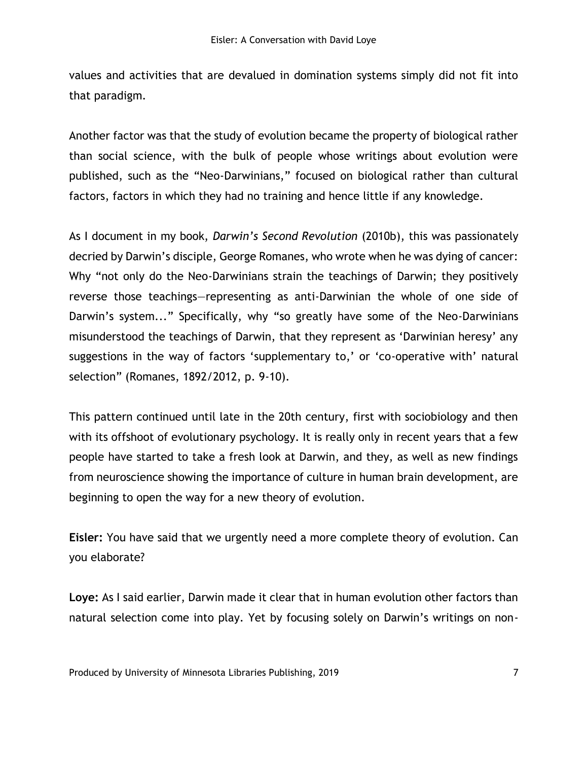values and activities that are devalued in domination systems simply did not fit into that paradigm.

Another factor was that the study of evolution became the property of biological rather than social science, with the bulk of people whose writings about evolution were published, such as the "Neo-Darwinians," focused on biological rather than cultural factors, factors in which they had no training and hence little if any knowledge.

As I document in my book, *Darwin's Second Revolution* (2010b), this was passionately decried by Darwin's disciple, George Romanes, who wrote when he was dying of cancer: Why "not only do the Neo-Darwinians strain the teachings of Darwin; they positively reverse those teachings—representing as anti-Darwinian the whole of one side of Darwin's system..." Specifically, why "so greatly have some of the Neo-Darwinians misunderstood the teachings of Darwin, that they represent as 'Darwinian heresy' any suggestions in the way of factors 'supplementary to,' or 'co-operative with' natural selection" (Romanes, 1892/2012, p. 9-10).

This pattern continued until late in the 20th century, first with sociobiology and then with its offshoot of evolutionary psychology. It is really only in recent years that a few people have started to take a fresh look at Darwin, and they, as well as new findings from neuroscience showing the importance of culture in human brain development, are beginning to open the way for a new theory of evolution.

**Eisler:** You have said that we urgently need a more complete theory of evolution. Can you elaborate?

**Loye:** As I said earlier, Darwin made it clear that in human evolution other factors than natural selection come into play. Yet by focusing solely on Darwin's writings on non-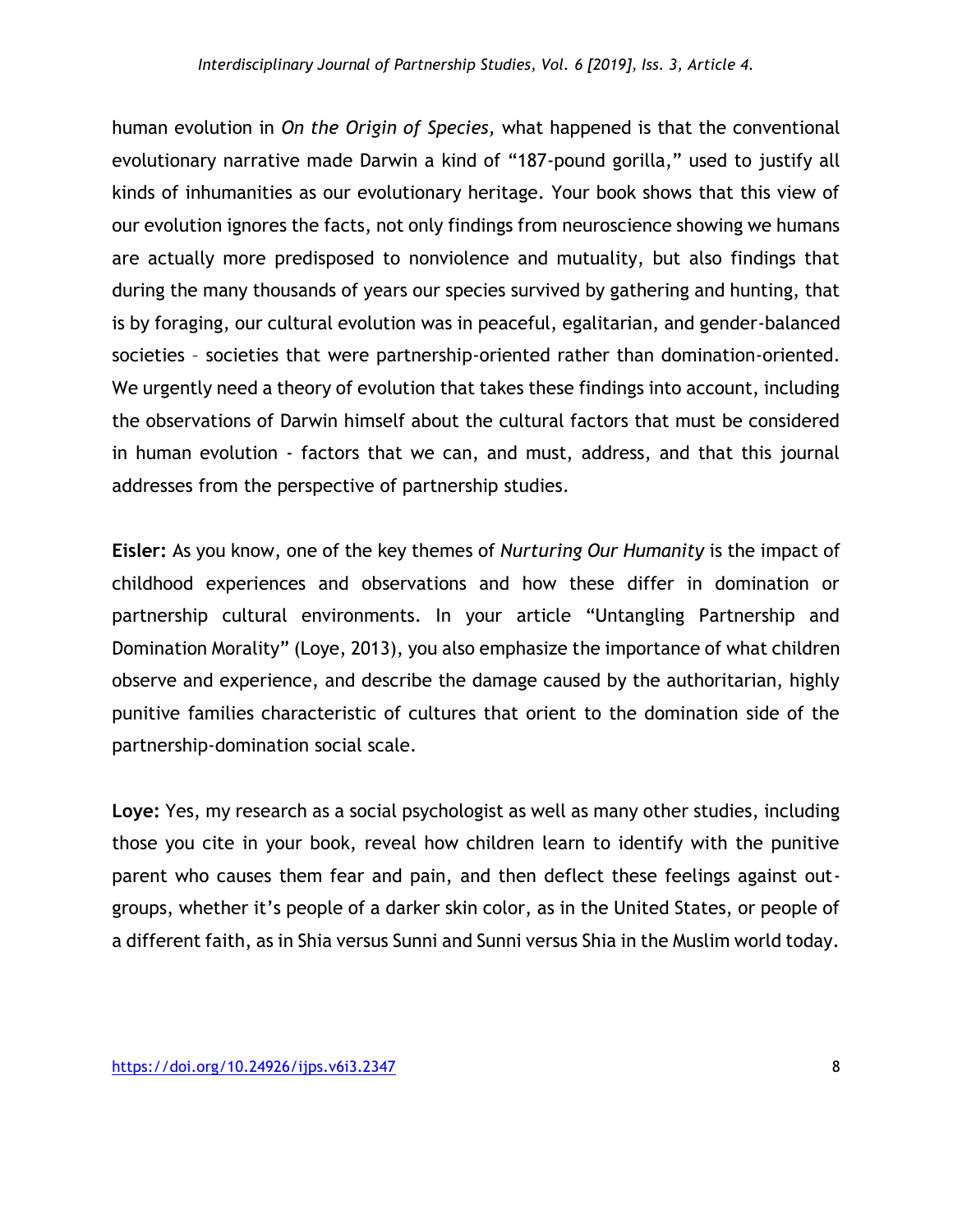human evolution in *On the Origin of Species,* what happened is that the conventional evolutionary narrative made Darwin a kind of "187-pound gorilla," used to justify all kinds of inhumanities as our evolutionary heritage. Your book shows that this view of our evolution ignores the facts, not only findings from neuroscience showing we humans are actually more predisposed to nonviolence and mutuality, but also findings that during the many thousands of years our species survived by gathering and hunting, that is by foraging, our cultural evolution was in peaceful, egalitarian, and gender-balanced societies – societies that were partnership-oriented rather than domination-oriented. We urgently need a theory of evolution that takes these findings into account, including the observations of Darwin himself about the cultural factors that must be considered in human evolution - factors that we can, and must, address, and that this journal addresses from the perspective of partnership studies.

**Eisler:** As you know, one of the key themes of *Nurturing Our Humanity* is the impact of childhood experiences and observations and how these differ in domination or partnership cultural environments. In your article "Untangling Partnership and Domination Morality" (Loye, 2013), you also emphasize the importance of what children observe and experience, and describe the damage caused by the authoritarian, highly punitive families characteristic of cultures that orient to the domination side of the partnership-domination social scale.

**Loye:** Yes, my research as a social psychologist as well as many other studies, including those you cite in your book, reveal how children learn to identify with the punitive parent who causes them fear and pain, and then deflect these feelings against out-groups, whether it's people of a darker skin color, as in the United States, or people of a different faith, as in Shia versus Sunni and Sunni versus Shia in the Muslim world today.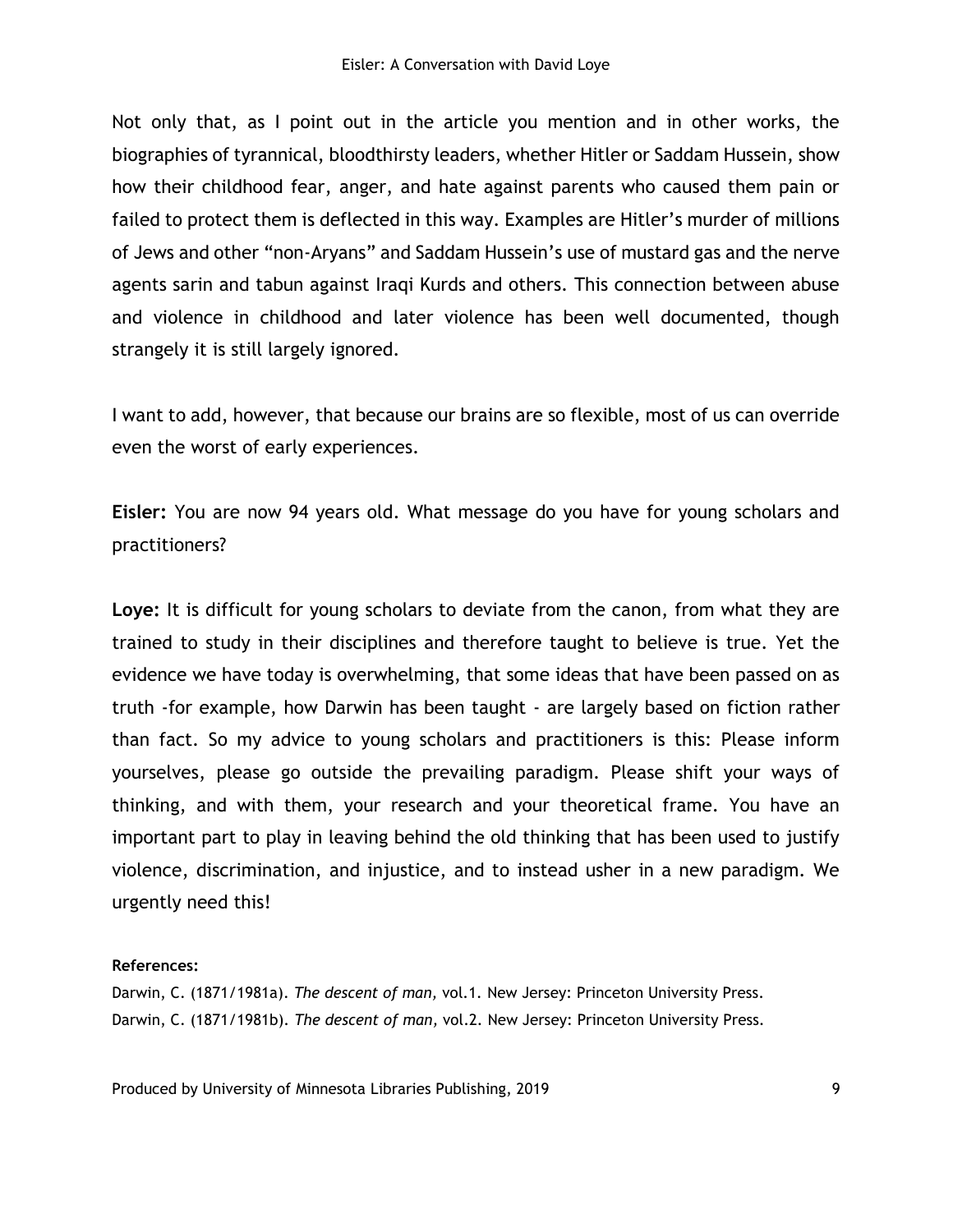Not only that, as I point out in the article you mention and in other works, the biographies of tyrannical, bloodthirsty leaders, whether Hitler or Saddam Hussein, show how their childhood fear, anger, and hate against parents who caused them pain or failed to protect them is deflected in this way. Examples are Hitler's murder of millions of Jews and other "non-Aryans" and Saddam Hussein's use of mustard gas and the nerve agents sarin and tabun against Iraqi Kurds and others. This connection between abuse and violence in childhood and later violence has been well documented, though strangely it is still largely ignored.

I want to add, however, that because our brains are so flexible, most of us can override even the worst of early experiences.

**Eisler:** You are now 94 years old. What message do you have for young scholars and practitioners?

**Loye:** It is difficult for young scholars to deviate from the canon, from what they are trained to study in their disciplines and therefore taught to believe is true. Yet the evidence we have today is overwhelming, that some ideas that have been passed on as truth -for example, how Darwin has been taught - are largely based on fiction rather than fact. So my advice to young scholars and practitioners is this: Please inform yourselves, please go outside the prevailing paradigm. Please shift your ways of thinking, and with them, your research and your theoretical frame. You have an important part to play in leaving behind the old thinking that has been used to justify violence, discrimination, and injustice, and to instead usher in a new paradigm. We urgently need this!

**References:**

Darwin, C. (1871/1981a). *The descent of man,* vol.1. New Jersey: Princeton University Press.

Darwin, C. (1871/1981b). *The descent of man,* vol.2. New Jersey: Princeton University Press.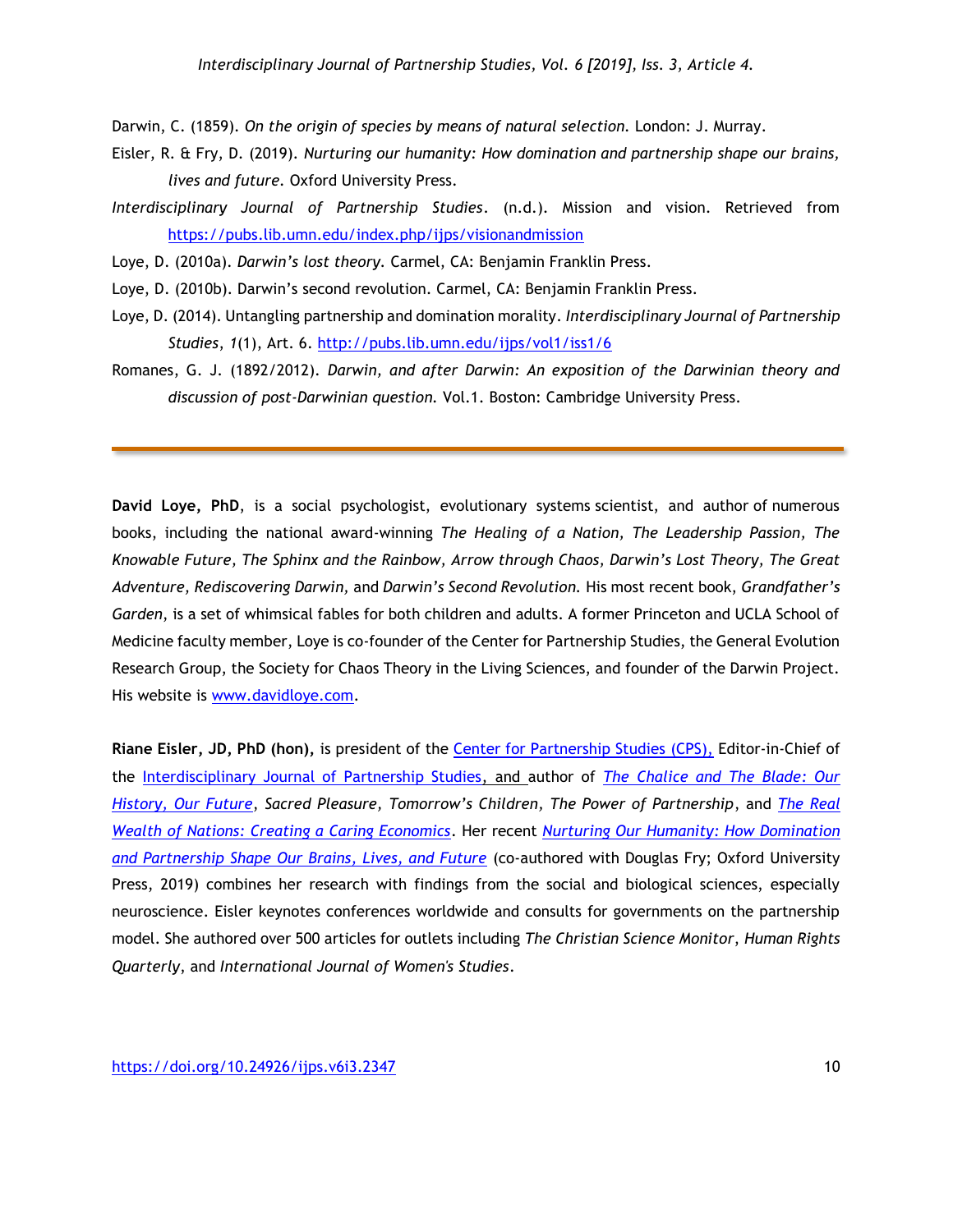Darwin, C. (1859). *On the origin of species by means of natural selection*. London: J. Murray.

Eisler, R. & Fry, D. (2019). *Nurturing our humanity: How domination and partnership shape our brains, lives and future*. Oxford University Press.

*Interdisciplinary Journal of Partnership Studies*. (n.d.). Mission and vision. Retrieved from https://pubs.lib.umn.edu/index.php/ijps/visionandmission

Loye, D. (2010a). *Darwin's lost theory*. Carmel, CA: Benjamin Franklin Press.

Loye, D. (2010b). Darwin's second revolution. Carmel, CA: Benjamin Franklin Press.

Loye, D. (2014). Untangling partnership and domination morality. *Interdisciplinary Journal of Partnership Studies*, *1*(1), Art. 6. http://pubs.lib.umn.edu/ijps/vol1/iss1/6

Romanes, G. J. (1892/2012). *Darwin, and after Darwin: An exposition of the Darwinian theory and discussion of post-Darwinian question*. Vol.1. Boston: Cambridge University Press.

---

**David Loye, PhD**, is a social psychologist, evolutionary systems scientist, and author of numerous books, including the national award-winning *The Healing of a Nation, The Leadership Passion, The Knowable Future, The Sphinx and the Rainbow, Arrow through Chaos, Darwin's Lost Theory, The Great Adventure, Rediscovering Darwin,* and *Darwin's Second Revolution*. His most recent book, *Grandfather's Garden*, is a set of whimsical fables for both children and adults. A former Princeton and UCLA School of Medicine faculty member, Loye is co-founder of the Center for Partnership Studies, the General Evolution Research Group, the Society for Chaos Theory in the Living Sciences, and founder of the Darwin Project. His website is www.davidloye.com.

**Riane Eisler, JD, PhD (hon),** is president of the Center for Partnership Studies (CPS), Editor-in-Chief of the Interdisciplinary Journal of Partnership Studies, and author of *The Chalice and The Blade: Our History, Our Future*, *Sacred Pleasure*, *Tomorrow's Children*, *The Power of Partnership*, and *The Real Wealth of Nations: Creating a Caring Economics*. Her recent *Nurturing Our Humanity: How Domination and Partnership Shape Our Brains, Lives, and Future* (co-authored with Douglas Fry; Oxford University Press, 2019) combines her research with findings from the social and biological sciences, especially neuroscience. Eisler keynotes conferences worldwide and consults for governments on the partnership model. She authored over 500 articles for outlets including *The Christian Science Monitor*, *Human Rights Quarterly*, and *International Journal of Women's Studies*.